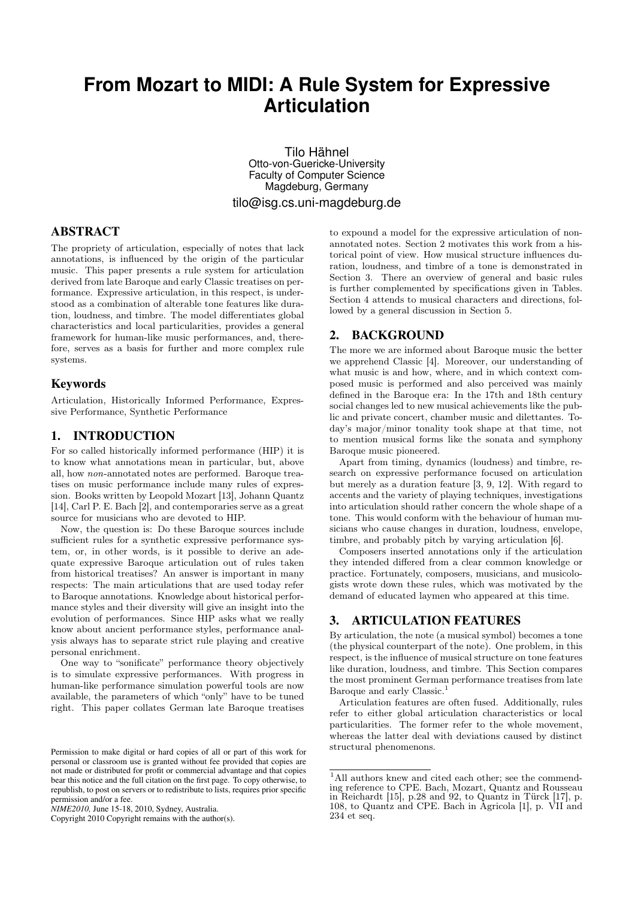# From Mozart to MIDI: A Rule System for Expressive Articulation

Tilo Hähnel
Otto-von-Guericke-University
Faculty of Computer Science
Magdeburg, Germany
tilo@isg.cs.uni-magdeburg.de

## ABSTRACT

The propriety of articulation, especially of notes that lack annotations, is influenced by the origin of the particular music. This paper presents a rule system for articulation derived from late Baroque and early Classic treatises on performance. Expressive articulation, in this respect, is understood as a combination of alterable tone features like duration, loudness, and timbre. The model differentiates global characteristics and local particularities, provides a general framework for human-like music performances, and, therefore, serves as a basis for further and more complex rule systems.

### Keywords

Articulation, Historically Informed Performance, Expressive Performance, Synthetic Performance

## 1. INTRODUCTION

For so called historically informed performance (HIP) it is to know what annotations mean in particular, but, above all, how *non*-annotated notes are performed. Baroque treatises on music performance include many rules of expression. Books written by Leopold Mozart [13], Johann Quantz [14], Carl P. E. Bach [2], and contemporaries serve as a great source for musicians who are devoted to HIP.

Now, the question is: Do these Baroque sources include sufficient rules for a synthetic expressive performance system, or, in other words, is it possible to derive an adequate expressive Baroque articulation out of rules taken from historical treatises? An answer is important in many respects: The main articulations that are used today refer to Baroque annotations. Knowledge about historical performance styles and their diversity will give an insight into the evolution of performances. Since HIP asks what we really know about ancient performance styles, performance analysis always has to separate strict rule playing and creative personal enrichment.

One way to "sonificate" performance theory objectively is to simulate expressive performances. With progress in human-like performance simulation powerful tools are now available, the parameters of which "only" have to be tuned right. This paper collates German late Baroque treatises to expound a model for the expressive articulation of non-annotated notes. Section 2 motivates this work from a historical point of view. How musical structure influences duration, loudness, and timbre of a tone is demonstrated in Section 3. There an overview of general and basic rules is further complemented by specifications given in Tables. Section 4 attends to musical characters and directions, followed by a general discussion in Section 5.

## 2. BACKGROUND

The more we are informed about Baroque music the better we apprehend Classic [4]. Moreover, our understanding of what music is and how, where, and in which context composed music is performed and also perceived was mainly defined in the Baroque era: In the 17th and 18th century social changes led to new musical achievements like the public and private concert, chamber music and dilettantes. Today's major/minor tonality took shape at that time, not to mention musical forms like the sonata and symphony Baroque music pioneered.

Apart from timing, dynamics (loudness) and timbre, research on expressive performance focused on articulation but merely as a duration feature [3, 9, 12]. With regard to accents and the variety of playing techniques, investigations into articulation should rather concern the whole shape of a tone. This would conform with the behaviour of human musicians who cause changes in duration, loudness, envelope, timbre, and probably pitch by varying articulation [6].

Composers inserted annotations only if the articulation they intended differed from a clear common knowledge or practice. Fortunately, composers, musicians, and musicologists wrote down these rules, which was motivated by the demand of educated laymen who appeared at this time.

## 3. ARTICULATION FEATURES

By articulation, the note (a musical symbol) becomes a tone (the physical counterpart of the note). One problem, in this respect, is the influence of musical structure on tone features like duration, loudness, and timbre. This Section compares the most prominent German performance treatises from late Baroque and early Classic.[1]

Articulation features are often fused. Additionally, rules refer to either global articulation characteristics or local particularities. The former refer to the whole movement, whereas the latter deal with deviations caused by distinct structural phenomenons.

[1]All authors knew and cited each other; see the commending reference to CPE. Bach, Mozart, Quantz and Rousseau in Reichardt [15], p.28 and 92, to Quantz in Türck [17], p. 108, to Quantz and CPE. Bach in Agricola [1], p. VII and 234 et seq.

Permission to make digital or hard copies of all or part of this work for personal or classroom use is granted without fee provided that copies are not made or distributed for profit or commercial advantage and that copies bear this notice and the full citation on the first page. To copy otherwise, to republish, to post on servers or to redistribute to lists, requires prior specific permission and/or a fee.
*NIME2010,* June 15-18, 2010, Sydney, Australia.
Copyright 2010 Copyright remains with the author(s).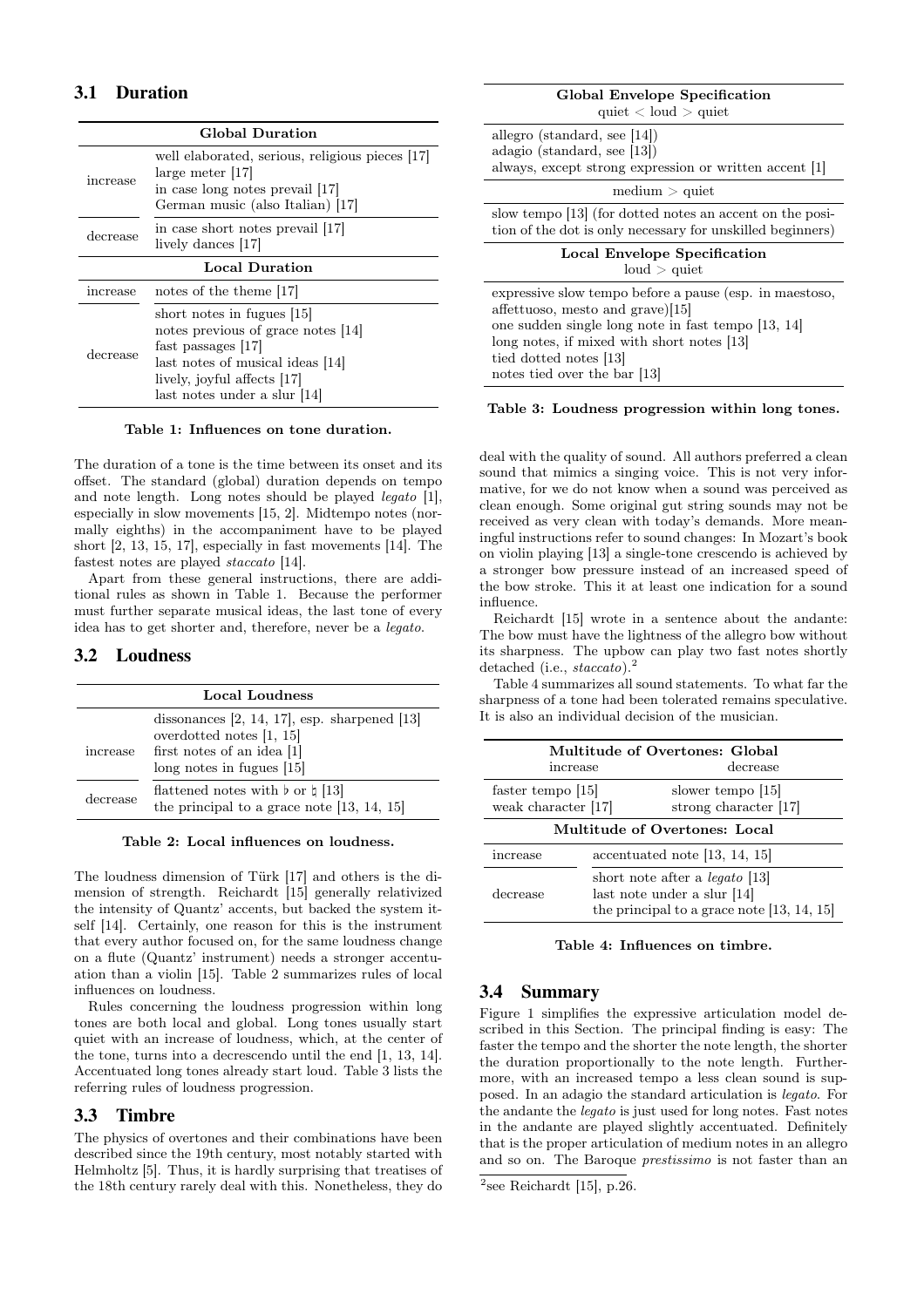### 3.1 Duration

| Global Duration | |
|---|---|
| increase | well elaborated, serious, religious pieces [17]<br>large meter [17]<br>in case long notes prevail [17]<br>German music (also Italian) [17] |
| decrease | in case short notes prevail [17]<br>lively dances [17] |
| **Local Duration** | |
| increase | notes of the theme [17] |
| decrease | short notes in fugues [15]<br>notes previous of grace notes [14]<br>fast passages [17]<br>last notes of musical ideas [14]<br>lively, joyful affects [17]<br>last notes under a slur [14] |

**Table 1: Influences on tone duration.**

The duration of a tone is the time between its onset and its offset. The standard (global) duration depends on tempo and note length. Long notes should be played *legato* [1], especially in slow movements [15, 2]. Midtempo notes (normally eighths) in the accompaniment have to be played short [2, 13, 15, 17], especially in fast movements [14]. The fastest notes are played *staccato* [14].

Apart from these general instructions, there are additional rules as shown in Table 1. Because the performer must further separate musical ideas, the last tone of every idea has to get shorter and, therefore, never be a *legato*.

### 3.2 Loudness

| Local Loudness | |
|---|---|
| increase | dissonances [2, 14, 17], esp. sharpened [13]<br>overdotted notes [1, 15]<br>first notes of an idea [1]<br>long notes in fugues [15] |
| decrease | flattened notes with ♭ or ♮ [13]<br>the principal to a grace note [13, 14, 15] |

**Table 2: Local influences on loudness.**

The loudness dimension of Türk [17] and others is the dimension of strength. Reichardt [15] generally relativized the intensity of Quantz' accents, but backed the system itself [14]. Certainly, one reason for this is the instrument that every author focused on, for the same loudness change on a flute (Quantz' instrument) needs a stronger accentuation than a violin [15]. Table 2 summarizes rules of local influences on loudness.

Rules concerning the loudness progression within long tones are both local and global. Long tones usually start quiet with an increase of loudness, which, at the center of the tone, turns into a decrescendo until the end [1, 13, 14]. Accentuated long tones already start loud. Table 3 lists the referring rules of loudness progression.

| Global Envelope Specification<br>quiet < loud > quiet |
|---|
| allegro (standard, see [14])<br>adagio (standard, see [13])<br>always, except strong expression or written accent [1] |
| medium > quiet |
| slow tempo [13] (for dotted notes an accent on the position of the dot is only necessary for unskilled beginners) |
| **Local Envelope Specification**<br>loud > quiet |
| expressive slow tempo before a pause (esp. in maestoso, affettuoso, mesto and grave)[15]<br>one sudden single long note in fast tempo [13, 14]<br>long notes, if mixed with short notes [13]<br>tied dotted notes [13]<br>notes tied over the bar [13] |

**Table 3: Loudness progression within long tones.**

### 3.3 Timbre

The physics of overtones and their combinations have been described since the 19th century, most notably started with Helmholtz [5]. Thus, it is hardly surprising that treatises of the 18th century rarely deal with this. Nonetheless, they do deal with the quality of sound. All authors preferred a clean sound that mimics a singing voice. This is not very informative, for we do not know when a sound was perceived as clean enough. Some original gut string sounds may not be received as very clean with today's demands. More meaningful instructions refer to sound changes: In Mozart's book on violin playing [13] a single-tone crescendo is achieved by a stronger bow pressure instead of an increased speed of the bow stroke. This it at least one indication for a sound influence.

Reichardt [15] wrote in a sentence about the andante: The bow must have the lightness of the allegro bow without its sharpness. The upbow can play two fast notes shortly detached (i.e., *staccato*).[2]

Table 4 summarizes all sound statements. To what far the sharpness of a tone had been tolerated remains speculative. It is also an individual decision of the musician.

| Multitude of Overtones: Global | |
|---|---|
| increase | decrease |
| faster tempo [15]<br>weak character [17] | slower tempo [15]<br>strong character [17] |
| **Multitude of Overtones: Local** | |
| increase | accentuated note [13, 14, 15] |
| decrease | short note after a *legato* [13]<br>last note under a slur [14]<br>the principal to a grace note [13, 14, 15] |

**Table 4: Influences on timbre.**

### 3.4 Summary

Figure 1 simplifies the expressive articulation model described in this Section. The principal finding is easy: The faster the tempo and the shorter the note length, the shorter the duration proportionally to the note length. Furthermore, with an increased tempo a less clean sound is supposed. In an adagio the standard articulation is *legato*. For the andante the *legato* is just used for long notes. Fast notes in the andante are played slightly accentuated. Definitely that is the proper articulation of medium notes in an allegro and so on. The Baroque *prestissimo* is not faster than an

[2] see Reichardt [15], p.26.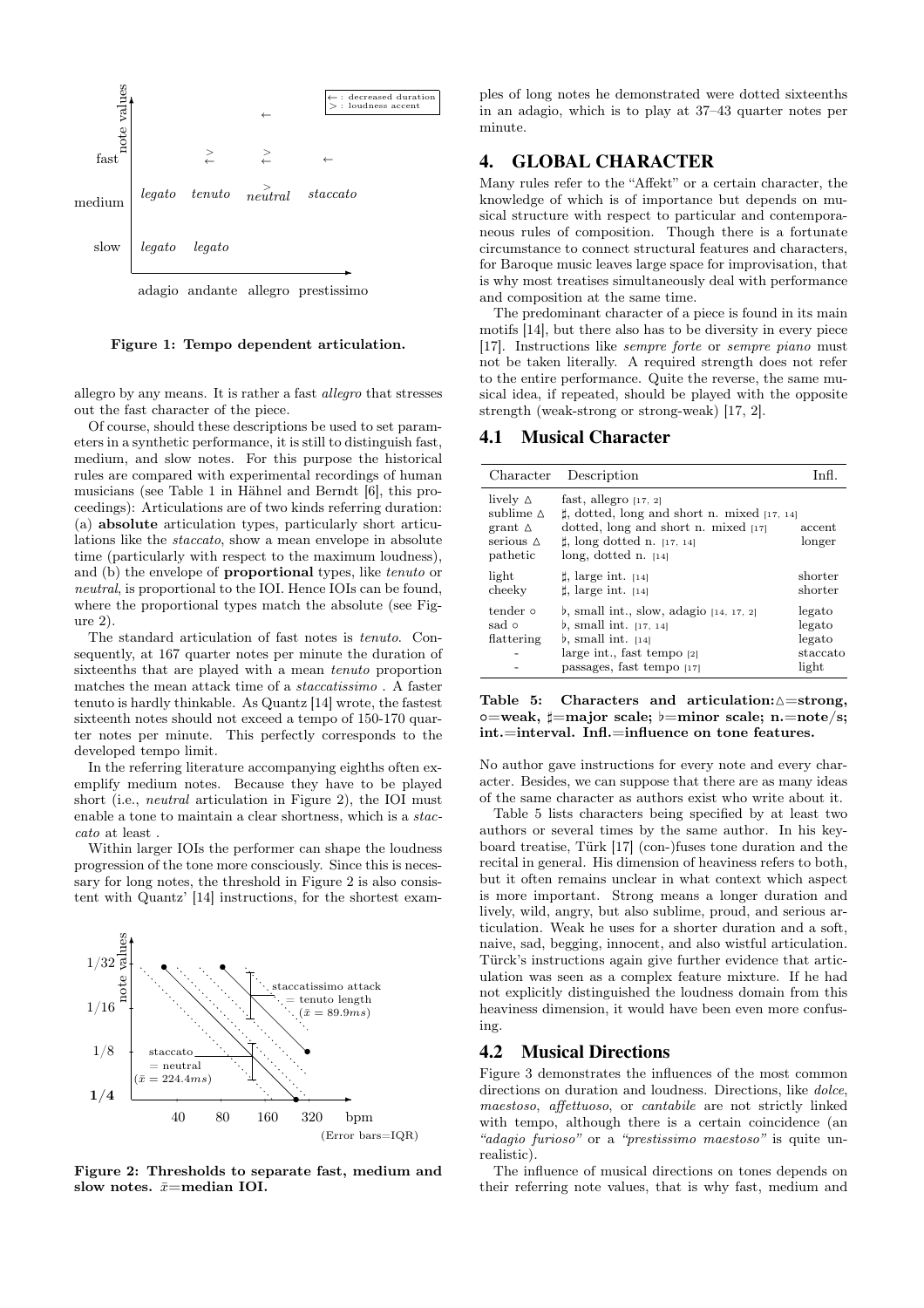Figure 1: Tempo dependent articulation.

allegro by any means. It is rather a fast *allegro* that stresses out the fast character of the piece.

Of course, should these descriptions be used to set parameters in a synthetic performance, it is still to distinguish fast, medium, and slow notes. For this purpose the historical rules are compared with experimental recordings of human musicians (see Table 1 in Hähnel and Berndt [6], this proceedings): Articulations are of two kinds referring duration: (a) **absolute** articulation types, particularly short articulations like the *staccato*, show a mean envelope in absolute time (particularly with respect to the maximum loudness), and (b) the envelope of **proportional** types, like *tenuto* or *neutral*, is proportional to the IOI. Hence IOIs can be found, where the proportional types match the absolute (see Figure 2).

The standard articulation of fast notes is *tenuto*. Consequently, at 167 quarter notes per minute the duration of sixteenths that are played with a mean *tenuto* proportion matches the mean attack time of a *staccatissimo* . A faster tenuto is hardly thinkable. As Quantz [14] wrote, the fastest sixteenth notes should not exceed a tempo of 150-170 quarter notes per minute. This perfectly corresponds to the developed tempo limit.

In the referring literature accompanying eighths often exemplify medium notes. Because they have to be played short (i.e., *neutral* articulation in Figure 2), the IOI must enable a tone to maintain a clear shortness, which is a *staccato* at least .

Within larger IOIs the performer can shape the loudness progression of the tone more consciously. Since this is necessary for long notes, the threshold in Figure 2 is also consistent with Quantz' [14] instructions, for the shortest examples of long notes he demonstrated were dotted sixteenths in an adagio, which is to play at 37–43 quarter notes per minute.

Figure 2: Thresholds to separate fast, medium and slow notes. $\bar{x}$=median IOI.

# 4. GLOBAL CHARACTER

Many rules refer to the "Affekt" or a certain character, the knowledge of which is of importance but depends on musical structure with respect to particular and contemporaneous rules of composition. Though there is a fortunate circumstance to connect structural features and characters, for Baroque music leaves large space for improvisation, that is why most treatises simultaneously deal with performance and composition at the same time.

The predominant character of a piece is found in its main motifs [14], but there also has to be diversity in every piece [17]. Instructions like *sempre forte* or *sempre piano* must not be taken literally. A required strength does not refer to the entire performance. Quite the reverse, the same musical idea, if repeated, should be played with the opposite strength (weak-strong or strong-weak) [17, 2].

## 4.1 Musical Character

| Character | Description | Infl. |
|---|---|---|
| lively △ | fast, allegro [17, 2] | |
| sublime △ | ♯, dotted, long and short n. mixed [17, 14] | |
| grant △ | dotted, long and short n. mixed [17] | accent |
| serious △ | ♯, long dotted n. [17, 14] | longer |
| pathetic | long, dotted n. [14] | |
| light | ♯, large int. [14] | shorter |
| cheeky | ♯, large int. [14] | shorter |
| tender ○ | ♭, small int., slow, adagio [14, 17, 2] | legato |
| sad ○ | ♭, small int. [17, 14] | legato |
| flattering | ♭, small int. [14] | legato |
| - | large int., fast tempo [2] | staccato |
| - | passages, fast tempo [17] | light |

**Table 5: Characters and articulation:△=strong, ○=weak, ♯=major scale; ♭=minor scale; n.=note/s; int.=interval. Infl.=influence on tone features.**

No author gave instructions for every note and every character. Besides, we can suppose that there are as many ideas of the same character as authors exist who write about it.

Table 5 lists characters being specified by at least two authors or several times by the same author. In his keyboard treatise, Türk [17] (con-)fuses tone duration and the recital in general. His dimension of heaviness refers to both, but it often remains unclear in what context which aspect is more important. Strong means a longer duration and lively, wild, angry, but also sublime, proud, and serious articulation. Weak he uses for a shorter duration and a soft, naive, sad, begging, innocent, and also wistful articulation. Türck's instructions again give further evidence that articulation was seen as a complex feature mixture. If he had not explicitly distinguished the loudness domain from this heaviness dimension, it would have been even more confusing.

## 4.2 Musical Directions

Figure 3 demonstrates the influences of the most common directions on duration and loudness. Directions, like *dolce*, *maestoso*, *affettuoso*, or *cantabile* are not strictly linked with tempo, although there is a certain coincidence (an *"adagio furioso"* or a *"prestissimo maestoso"* is quite unrealistic).

The influence of musical directions on tones depends on their referring note values, that is why fast, medium and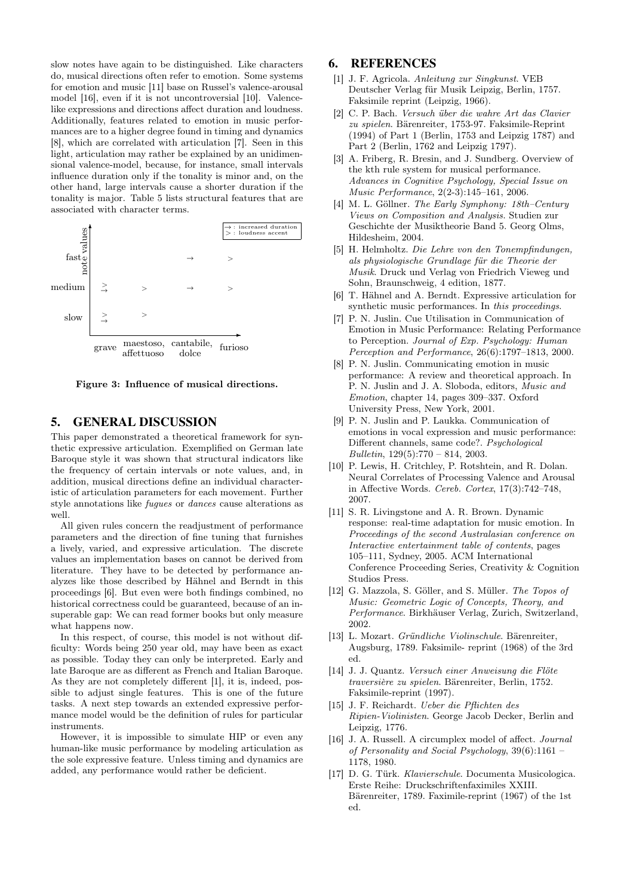slow notes have again to be distinguished. Like characters do, musical directions often refer to emotion. Some systems for emotion and music [11] base on Russel's valence-arousal model [16], even if it is not uncontroversial [10]. Valence-like expressions and directions affect duration and loudness. Additionally, features related to emotion in music performances are to a higher degree found in timing and dynamics [8], which are correlated with articulation [7]. Seen in this light, articulation may rather be explained by an unidimensional valence-model, because, for instance, small intervals influence duration only if the tonality is minor and, on the other hand, large intervals cause a shorter duration if the tonality is major. Table 5 lists structural features that are associated with character terms.

→ : increased duration
> : loudness accent

note values
fast
medium
slow

grave
maestoso, affettuoso
cantabile, dolce
furioso

**Figure 3: Influence of musical directions.**

## 5. GENERAL DISCUSSION

This paper demonstrated a theoretical framework for synthetic expressive articulation. Exemplified on German late Baroque style it was shown that structural indicators like the frequency of certain intervals or note values, and, in addition, musical directions define an individual characteristic of articulation parameters for each movement. Further style annotations like *fugues* or *dances* cause alterations as well.

All given rules concern the readjustment of performance parameters and the direction of fine tuning that furnishes a lively, varied, and expressive articulation. The discrete values an implementation bases on cannot be derived from literature. They have to be detected by performance analyzes like those described by Hähnel and Berndt in this proceedings [6]. But even were both findings combined, no historical correctness could be guaranteed, because of an insuperable gap: We can read former books but only measure what happens now.

In this respect, of course, this model is not without difficulty: Words being 250 year old, may have been as exact as possible. Today they can only be interpreted. Early and late Baroque are as different as French and Italian Baroque. As they are not completely different [1], it is, indeed, possible to adjust single features. This is one of the future tasks. A next step towards an extended expressive performance model would be the definition of rules for particular instruments.

However, it is impossible to simulate HIP or even any human-like music performance by modeling articulation as the sole expressive feature. Unless timing and dynamics are added, any performance would rather be deficient.

## 6. REFERENCES

[1] J. F. Agricola. *Anleitung zur Singkunst*. VEB Deutscher Verlag für Musik Leipzig, Berlin, 1757. Faksimile reprint (Leipzig, 1966).

[2] C. P. Bach. *Versuch über die wahre Art das Clavier zu spielen*. Bärenreiter, 1753-97. Faksimile-Reprint (1994) of Part 1 (Berlin, 1753 and Leipzig 1787) and Part 2 (Berlin, 1762 and Leipzig 1797).

[3] A. Friberg, R. Bresin, and J. Sundberg. Overview of the kth rule system for musical performance. *Advances in Cognitive Psychology, Special Issue on Music Performance*, 2(2-3):145–161, 2006.

[4] M. L. Göllner. *The Early Symphony: 18th–Century Views on Composition and Analysis*. Studien zur Geschichte der Musiktheorie Band 5. Georg Olms, Hildesheim, 2004.

[5] H. Helmholtz. *Die Lehre von den Tonempfindungen, als physiologische Grundlage für die Theorie der Musik*. Druck und Verlag von Friedrich Vieweg und Sohn, Braunschweig, 4 edition, 1877.

[6] T. Hähnel and A. Berndt. Expressive articulation for synthetic music performances. In *this proceedings*.

[7] P. N. Juslin. Cue Utilisation in Communication of Emotion in Music Performance: Relating Performance to Perception. *Journal of Exp. Psychology: Human Perception and Performance*, 26(6):1797–1813, 2000.

[8] P. N. Juslin. Communicating emotion in music performance: A review and theoretical approach. In P. N. Juslin and J. A. Sloboda, editors, *Music and Emotion*, chapter 14, pages 309–337. Oxford University Press, New York, 2001.

[9] P. N. Juslin and P. Laukka. Communication of emotions in vocal expression and music performance: Different channels, same code?. *Psychological Bulletin*, 129(5):770 – 814, 2003.

[10] P. Lewis, H. Critchley, P. Rotshtein, and R. Dolan. Neural Correlates of Processing Valence and Arousal in Affective Words. *Cereb. Cortex*, 17(3):742–748, 2007.

[11] S. R. Livingstone and A. R. Brown. Dynamic response: real-time adaptation for music emotion. In *Proceedings of the second Australasian conference on Interactive entertainment table of contents*, pages 105–111, Sydney, 2005. ACM International Conference Proceeding Series, Creativity & Cognition Studios Press.

[12] G. Mazzola, S. Göller, and S. Müller. *The Topos of Music: Geometric Logic of Concepts, Theory, and Performance*. Birkhäuser Verlag, Zurich, Switzerland, 2002.

[13] L. Mozart. *Gründliche Violinschule*. Bärenreiter, Augsburg, 1789. Faksimile- reprint (1968) of the 3rd ed.

[14] J. J. Quantz. *Versuch einer Anweisung die Flöte traversière zu spielen*. Bärenreiter, Berlin, 1752. Faksimile-reprint (1997).

[15] J. F. Reichardt. *Ueber die Pflichten des Ripien-Violinisten*. George Jacob Decker, Berlin and Leipzig, 1776.

[16] J. A. Russell. A circumplex model of affect. *Journal of Personality and Social Psychology*, 39(6):1161 – 1178, 1980.

[17] D. G. Türk. *Klavierschule*. Documenta Musicologica. Erste Reihe: Druckschriftenfaximiles XXIII. Bärenreiter, 1789. Faximile-reprint (1967) of the 1st ed.